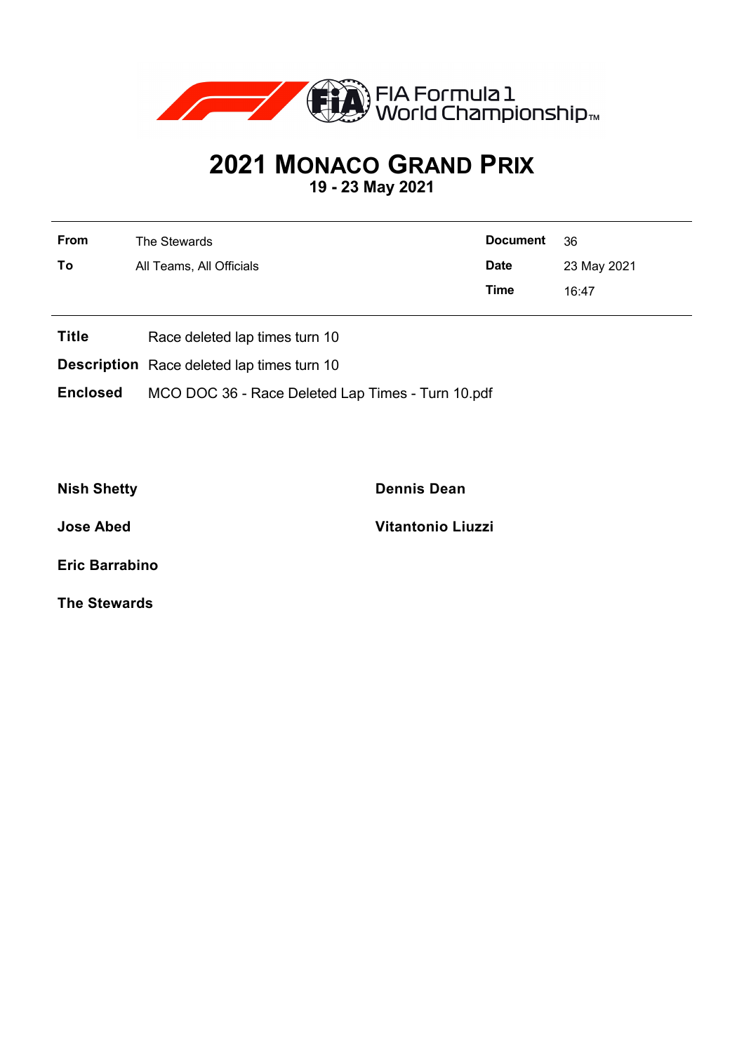# 2021 MONACO GRAND PRIX

**19 - 23 May 2021**

| | | | |
|---|---|---|---|
| **From** | The Stewards | **Document** | 36 |
| **To** | All Teams, All Officials | **Date** | 23 May 2021 |
| | | **Time** | 16:47 |

**Title** Race deleted lap times turn 10

**Description** Race deleted lap times turn 10

**Enclosed** MCO DOC 36 - Race Deleted Lap Times - Turn 10.pdf

**Nish Shetty**

**Dennis Dean**

**Jose Abed**

**Vitantonio Liuzzi**

**Eric Barrabino**

**The Stewards**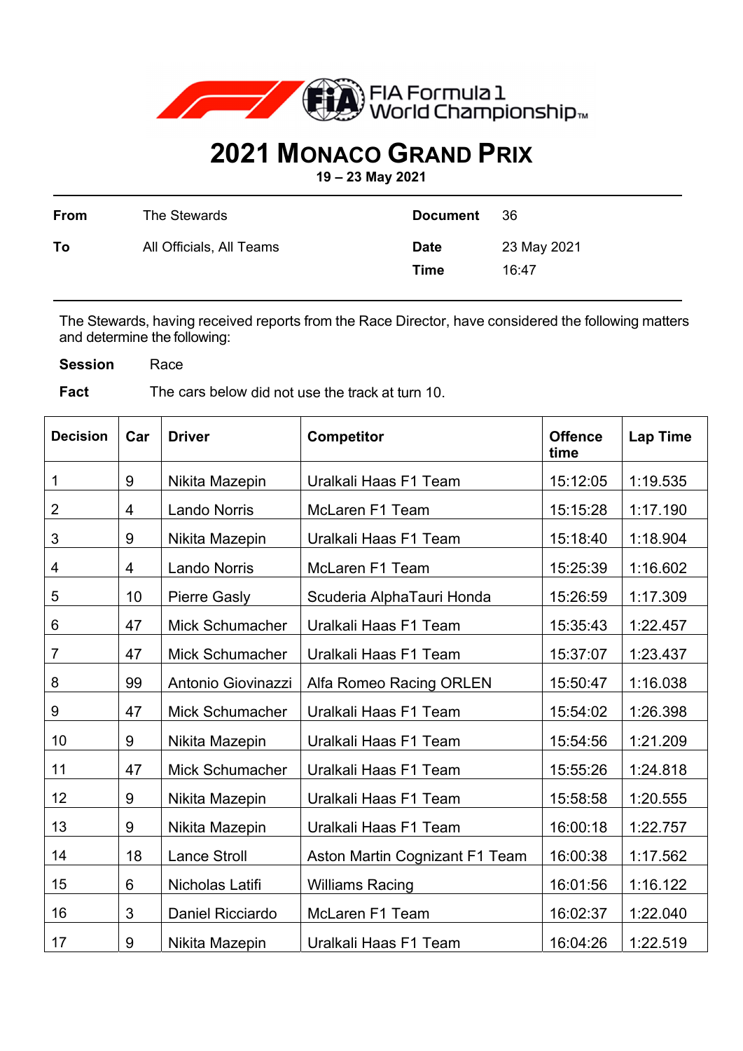FIA Formula 1 World Championship

# 2021 Monaco Grand Prix

**19 – 23 May 2021**

| | | | |
|---|---|---|---|
| **From** | The Stewards | **Document** | 36 |
| **To** | All Officials, All Teams | **Date** | 23 May 2021 |
| | | **Time** | 16:47 |

The Stewards, having received reports from the Race Director, have considered the following matters and determine the following:

**Session** Race

**Fact** The cars below did not use the track at turn 10.

| Decision | Car | Driver | Competitor | Offence time | Lap Time |
|---|---|---|---|---|---|
| 1 | 9 | Nikita Mazepin | Uralkali Haas F1 Team | 15:12:05 | 1:19.535 |
| 2 | 4 | Lando Norris | McLaren F1 Team | 15:15:28 | 1:17.190 |
| 3 | 9 | Nikita Mazepin | Uralkali Haas F1 Team | 15:18:40 | 1:18.904 |
| 4 | 4 | Lando Norris | McLaren F1 Team | 15:25:39 | 1:16.602 |
| 5 | 10 | Pierre Gasly | Scuderia AlphaTauri Honda | 15:26:59 | 1:17.309 |
| 6 | 47 | Mick Schumacher | Uralkali Haas F1 Team | 15:35:43 | 1:22.457 |
| 7 | 47 | Mick Schumacher | Uralkali Haas F1 Team | 15:37:07 | 1:23.437 |
| 8 | 99 | Antonio Giovinazzi | Alfa Romeo Racing ORLEN | 15:50:47 | 1:16.038 |
| 9 | 47 | Mick Schumacher | Uralkali Haas F1 Team | 15:54:02 | 1:26.398 |
| 10 | 9 | Nikita Mazepin | Uralkali Haas F1 Team | 15:54:56 | 1:21.209 |
| 11 | 47 | Mick Schumacher | Uralkali Haas F1 Team | 15:55:26 | 1:24.818 |
| 12 | 9 | Nikita Mazepin | Uralkali Haas F1 Team | 15:58:58 | 1:20.555 |
| 13 | 9 | Nikita Mazepin | Uralkali Haas F1 Team | 16:00:18 | 1:22.757 |
| 14 | 18 | Lance Stroll | Aston Martin Cognizant F1 Team | 16:00:38 | 1:17.562 |
| 15 | 6 | Nicholas Latifi | Williams Racing | 16:01:56 | 1:16.122 |
| 16 | 3 | Daniel Ricciardo | McLaren F1 Team | 16:02:37 | 1:22.040 |
| 17 | 9 | Nikita Mazepin | Uralkali Haas F1 Team | 16:04:26 | 1:22.519 |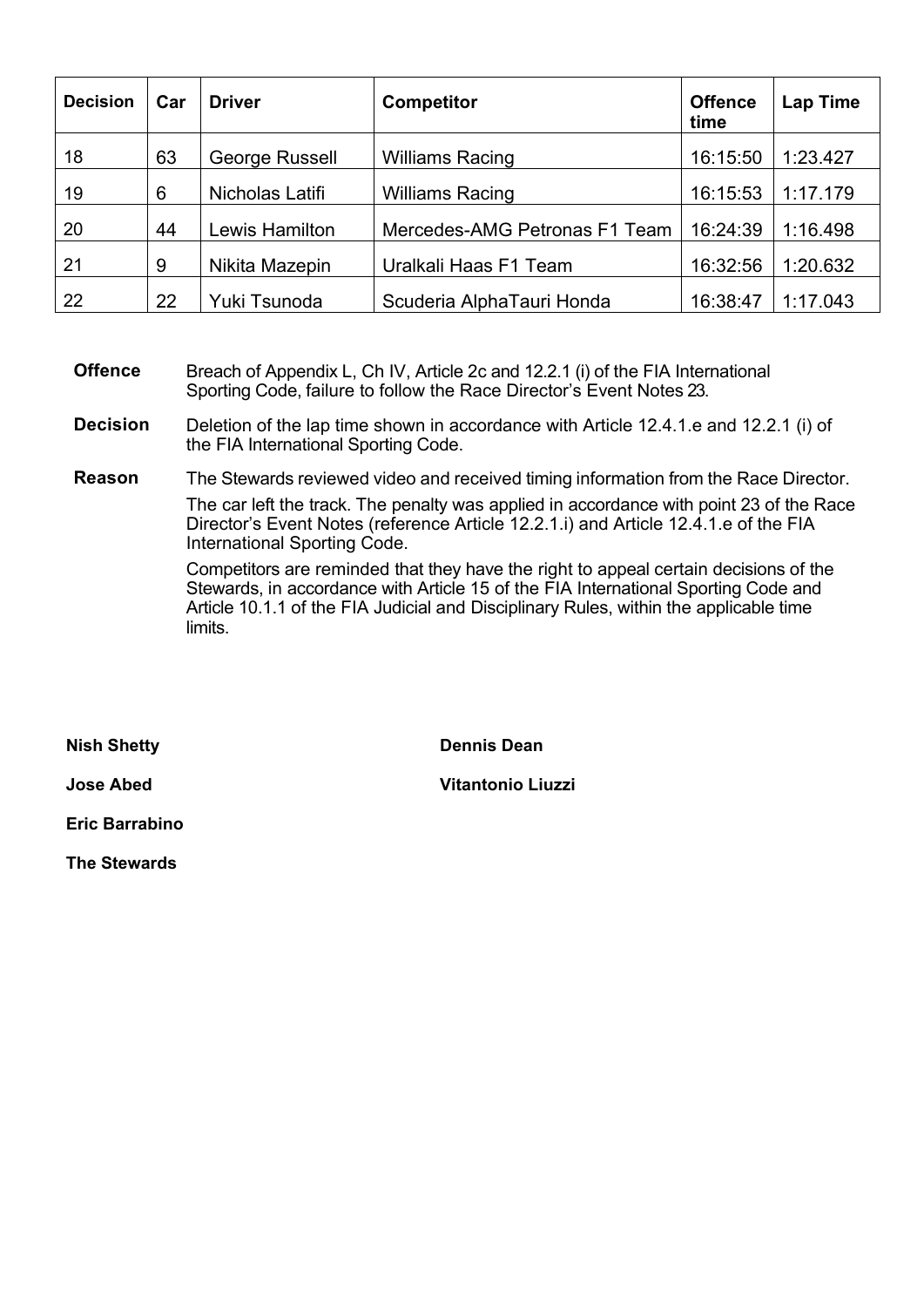| Decision | Car | Driver | Competitor | Offence time | Lap Time |
|---|---|---|---|---|---|
| 18 | 63 | George Russell | Williams Racing | 16:15:50 | 1:23.427 |
| 19 | 6 | Nicholas Latifi | Williams Racing | 16:15:53 | 1:17.179 |
| 20 | 44 | Lewis Hamilton | Mercedes-AMG Petronas F1 Team | 16:24:39 | 1:16.498 |
| 21 | 9 | Nikita Mazepin | Uralkali Haas F1 Team | 16:32:56 | 1:20.632 |
| 22 | 22 | Yuki Tsunoda | Scuderia AlphaTauri Honda | 16:38:47 | 1:17.043 |

**Offence** Breach of Appendix L, Ch IV, Article 2c and 12.2.1 (i) of the FIA International Sporting Code, failure to follow the Race Director's Event Notes 23.

**Decision** Deletion of the lap time shown in accordance with Article 12.4.1.e and 12.2.1 (i) of the FIA International Sporting Code.

**Reason** The Stewards reviewed video and received timing information from the Race Director.

The car left the track. The penalty was applied in accordance with point 23 of the Race Director's Event Notes (reference Article 12.2.1.i) and Article 12.4.1.e of the FIA International Sporting Code.

Competitors are reminded that they have the right to appeal certain decisions of the Stewards, in accordance with Article 15 of the FIA International Sporting Code and Article 10.1.1 of the FIA Judicial and Disciplinary Rules, within the applicable time limits.

**Nish Shetty**

**Dennis Dean**

**Jose Abed**

**Vitantonio Liuzzi**

**Eric Barrabino**

**The Stewards**